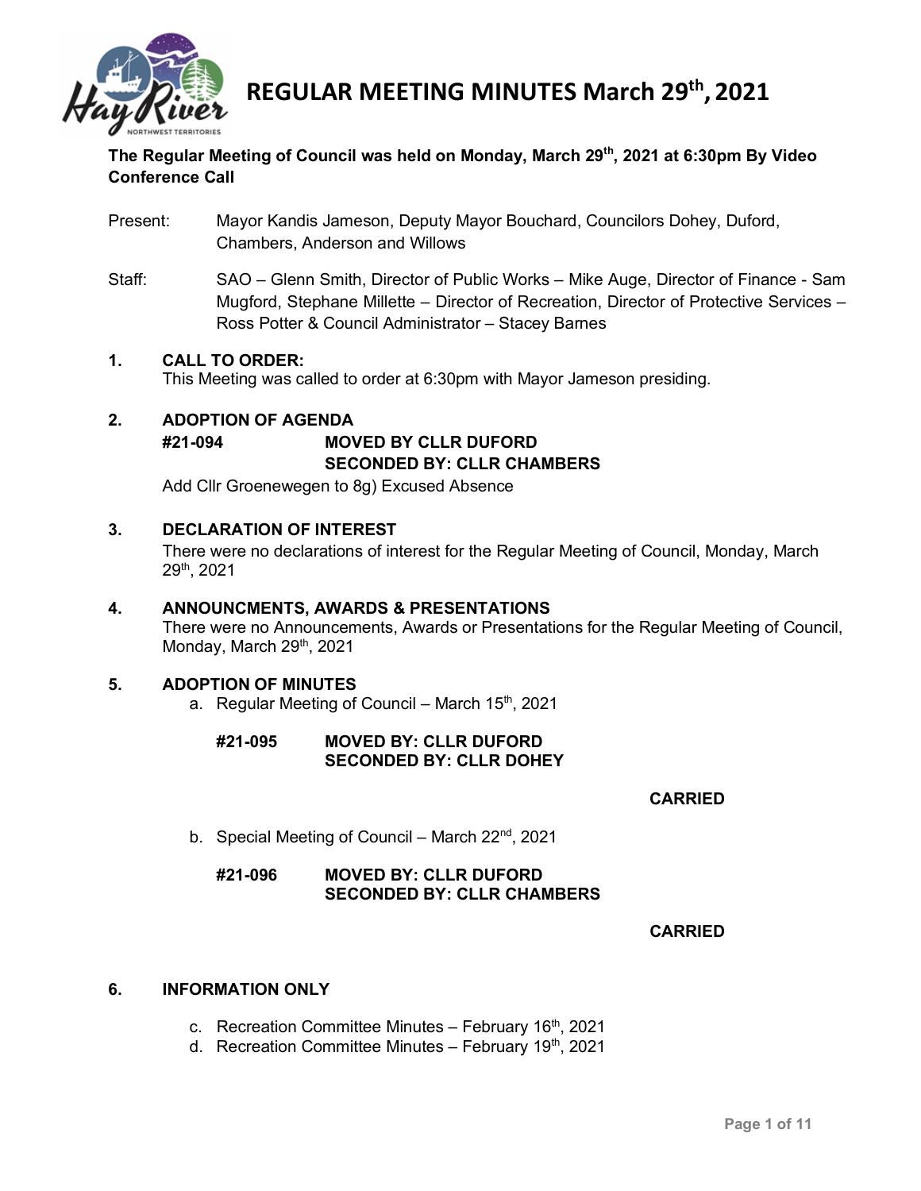# REGULAR MEETING MINUTES March 29th, 2021

**The Regular Meeting of Council was held on Monday, March 29th, 2021 at 6:30pm By Video Conference Call**

Present: Mayor Kandis Jameson, Deputy Mayor Bouchard, Councilors Dohey, Duford, Chambers, Anderson and Willows

Staff: SAO – Glenn Smith, Director of Public Works – Mike Auge, Director of Finance - Sam Mugford, Stephane Millette – Director of Recreation, Director of Protective Services – Ross Potter & Council Administrator – Stacey Barnes

## 1. CALL TO ORDER:

This Meeting was called to order at 6:30pm with Mayor Jameson presiding.

## 2. ADOPTION OF AGENDA

**#21-094 MOVED BY CLLR DUFORD**
**SECONDED BY: CLLR CHAMBERS**

Add Cllr Groenewegen to 8g) Excused Absence

## 3. DECLARATION OF INTEREST

There were no declarations of interest for the Regular Meeting of Council, Monday, March 29th, 2021

## 4. ANNOUNCMENTS, AWARDS & PRESENTATIONS

There were no Announcements, Awards or Presentations for the Regular Meeting of Council, Monday, March 29th, 2021

## 5. ADOPTION OF MINUTES

a. Regular Meeting of Council – March 15th, 2021

**#21-095 MOVED BY: CLLR DUFORD**
**SECONDED BY: CLLR DOHEY**

**CARRIED**

b. Special Meeting of Council – March 22nd, 2021

**#21-096 MOVED BY: CLLR DUFORD**
**SECONDED BY: CLLR CHAMBERS**

**CARRIED**

## 6. INFORMATION ONLY

c. Recreation Committee Minutes – February 16th, 2021
d. Recreation Committee Minutes – February 19th, 2021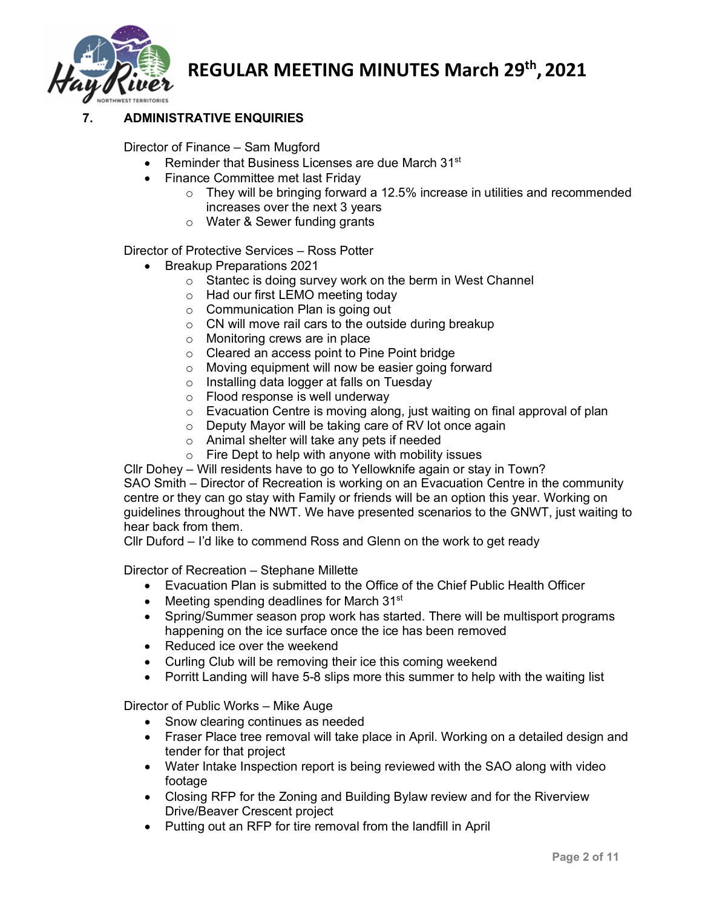## 7. ADMINISTRATIVE ENQUIRIES

Director of Finance – Sam Mugford

- Reminder that Business Licenses are due March 31st
- Finance Committee met last Friday
  - They will be bringing forward a 12.5% increase in utilities and recommended increases over the next 3 years
  - Water & Sewer funding grants

Director of Protective Services – Ross Potter

- Breakup Preparations 2021
  - Stantec is doing survey work on the berm in West Channel
  - Had our first LEMO meeting today
  - Communication Plan is going out
  - CN will move rail cars to the outside during breakup
  - Monitoring crews are in place
  - Cleared an access point to Pine Point bridge
  - Moving equipment will now be easier going forward
  - Installing data logger at falls on Tuesday
  - Flood response is well underway
  - Evacuation Centre is moving along, just waiting on final approval of plan
  - Deputy Mayor will be taking care of RV lot once again
  - Animal shelter will take any pets if needed
  - Fire Dept to help with anyone with mobility issues

Cllr Dohey – Will residents have to go to Yellowknife again or stay in Town?
SAO Smith – Director of Recreation is working on an Evacuation Centre in the community centre or they can go stay with Family or friends will be an option this year. Working on guidelines throughout the NWT. We have presented scenarios to the GNWT, just waiting to hear back from them.
Cllr Duford – I'd like to commend Ross and Glenn on the work to get ready

Director of Recreation – Stephane Millette

- Evacuation Plan is submitted to the Office of the Chief Public Health Officer
- Meeting spending deadlines for March 31st
- Spring/Summer season prop work has started. There will be multisport programs happening on the ice surface once the ice has been removed
- Reduced ice over the weekend
- Curling Club will be removing their ice this coming weekend
- Porritt Landing will have 5-8 slips more this summer to help with the waiting list

Director of Public Works – Mike Auge

- Snow clearing continues as needed
- Fraser Place tree removal will take place in April. Working on a detailed design and tender for that project
- Water Intake Inspection report is being reviewed with the SAO along with video footage
- Closing RFP for the Zoning and Building Bylaw review and for the Riverview Drive/Beaver Crescent project
- Putting out an RFP for tire removal from the landfill in April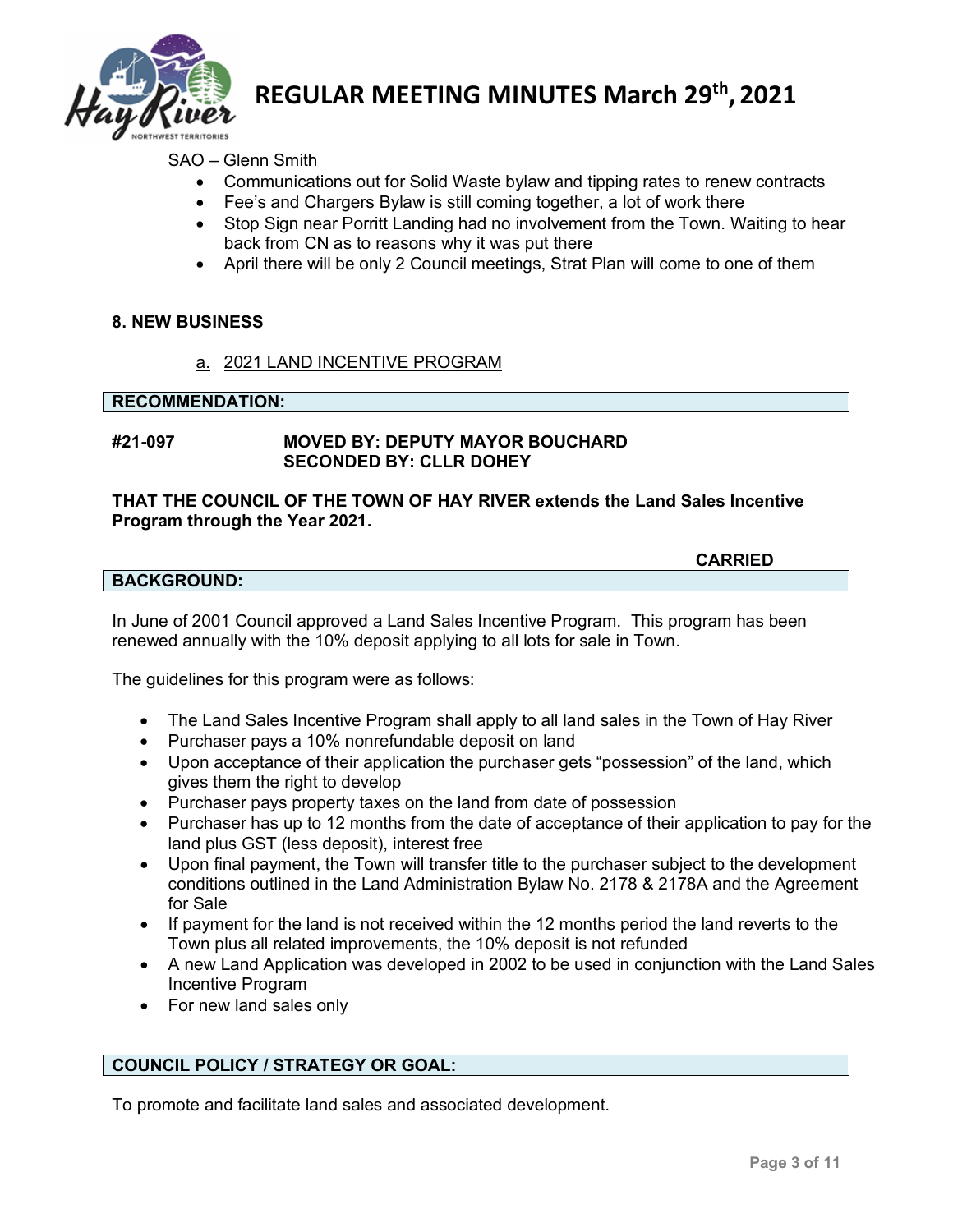SAO – Glenn Smith

- Communications out for Solid Waste bylaw and tipping rates to renew contracts
- Fee's and Chargers Bylaw is still coming together, a lot of work there
- Stop Sign near Porritt Landing had no involvement from the Town. Waiting to hear back from CN as to reasons why it was put there
- April there will be only 2 Council meetings, Strat Plan will come to one of them

## 8. NEW BUSINESS

a. 2021 LAND INCENTIVE PROGRAM

**RECOMMENDATION:**

**#21-097 MOVED BY: DEPUTY MAYOR BOUCHARD**
**SECONDED BY: CLLR DOHEY**

**THAT THE COUNCIL OF THE TOWN OF HAY RIVER extends the Land Sales Incentive Program through the Year 2021.**

**CARRIED**

**BACKGROUND:**

In June of 2001 Council approved a Land Sales Incentive Program. This program has been renewed annually with the 10% deposit applying to all lots for sale in Town.

The guidelines for this program were as follows:

- The Land Sales Incentive Program shall apply to all land sales in the Town of Hay River
- Purchaser pays a 10% nonrefundable deposit on land
- Upon acceptance of their application the purchaser gets "possession" of the land, which gives them the right to develop
- Purchaser pays property taxes on the land from date of possession
- Purchaser has up to 12 months from the date of acceptance of their application to pay for the land plus GST (less deposit), interest free
- Upon final payment, the Town will transfer title to the purchaser subject to the development conditions outlined in the Land Administration Bylaw No. 2178 & 2178A and the Agreement for Sale
- If payment for the land is not received within the 12 months period the land reverts to the Town plus all related improvements, the 10% deposit is not refunded
- A new Land Application was developed in 2002 to be used in conjunction with the Land Sales Incentive Program
- For new land sales only

**COUNCIL POLICY / STRATEGY OR GOAL:**

To promote and facilitate land sales and associated development.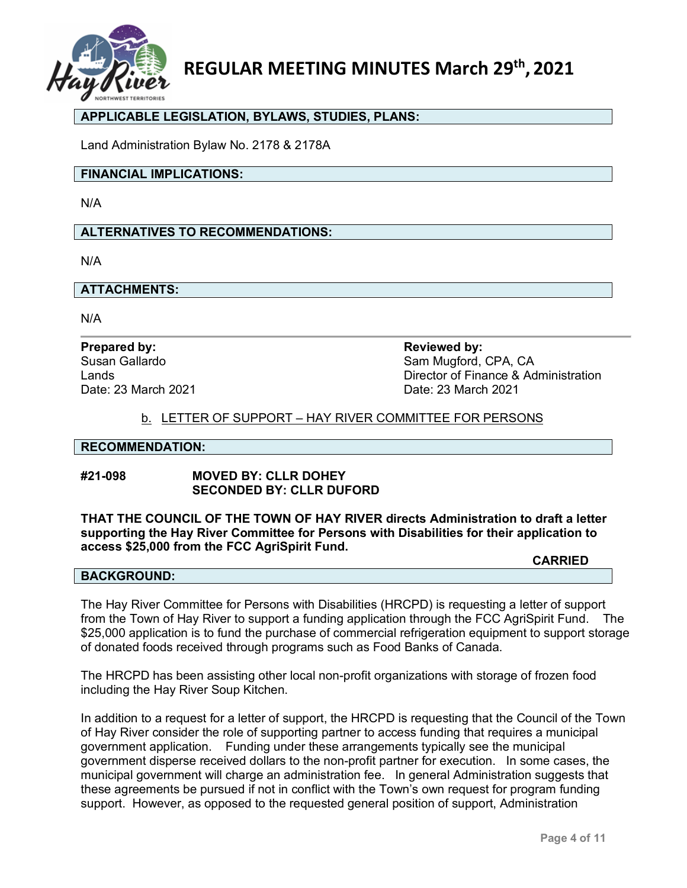**APPLICABLE LEGISLATION, BYLAWS, STUDIES, PLANS:**

Land Administration Bylaw No. 2178 & 2178A

**FINANCIAL IMPLICATIONS:**

N/A

**ALTERNATIVES TO RECOMMENDATIONS:**

N/A

**ATTACHMENTS:**

N/A

**Prepared by:**
Susan Gallardo
Lands
Date: 23 March 2021

**Reviewed by:**
Sam Mugford, CPA, CA
Director of Finance & Administration
Date: 23 March 2021

### b. LETTER OF SUPPORT – HAY RIVER COMMITTEE FOR PERSONS

**RECOMMENDATION:**

**#21-098 MOVED BY: CLLR DOHEY**
**SECONDED BY: CLLR DUFORD**

**THAT THE COUNCIL OF THE TOWN OF HAY RIVER directs Administration to draft a letter supporting the Hay River Committee for Persons with Disabilities for their application to access $25,000 from the FCC AgriSpirit Fund.**

**CARRIED**

**BACKGROUND:**

The Hay River Committee for Persons with Disabilities (HRCPD) is requesting a letter of support from the Town of Hay River to support a funding application through the FCC AgriSpirit Fund. The $25,000 application is to fund the purchase of commercial refrigeration equipment to support storage of donated foods received through programs such as Food Banks of Canada.

The HRCPD has been assisting other local non-profit organizations with storage of frozen food including the Hay River Soup Kitchen.

In addition to a request for a letter of support, the HRCPD is requesting that the Council of the Town of Hay River consider the role of supporting partner to access funding that requires a municipal government application. Funding under these arrangements typically see the municipal government disperse received dollars to the non-profit partner for execution. In some cases, the municipal government will charge an administration fee. In general Administration suggests that these agreements be pursued if not in conflict with the Town's own request for program funding support. However, as opposed to the requested general position of support, Administration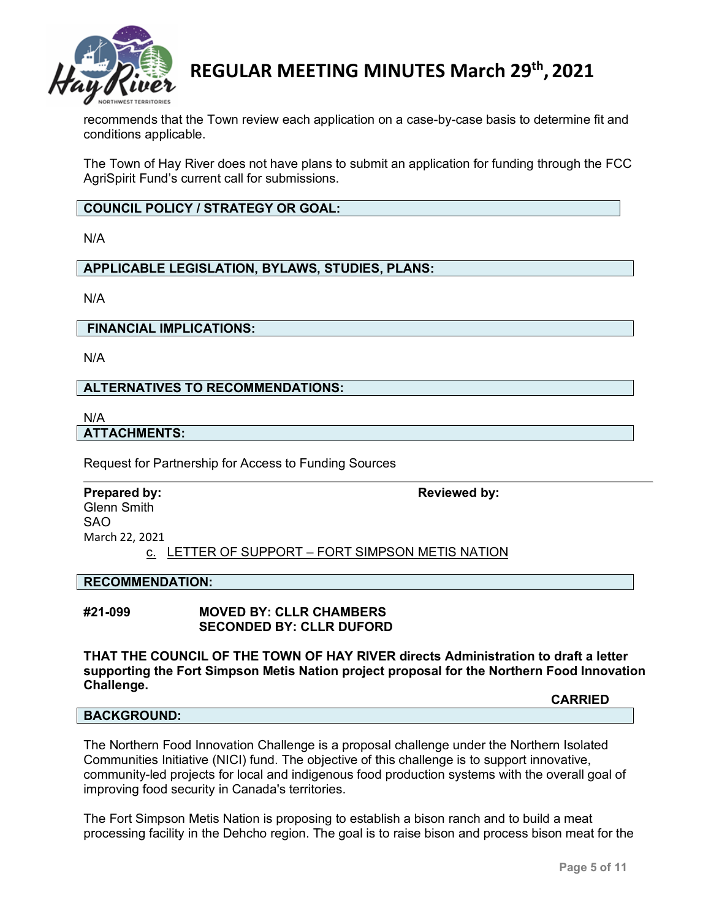recommends that the Town review each application on a case-by-case basis to determine fit and conditions applicable.

The Town of Hay River does not have plans to submit an application for funding through the FCC AgriSpirit Fund's current call for submissions.

**COUNCIL POLICY / STRATEGY OR GOAL:**

N/A

**APPLICABLE LEGISLATION, BYLAWS, STUDIES, PLANS:**

N/A

**FINANCIAL IMPLICATIONS:**

N/A

**ALTERNATIVES TO RECOMMENDATIONS:**

N/A

**ATTACHMENTS:**

Request for Partnership for Access to Funding Sources

**Prepared by:**
Glenn Smith
SAO
March 22, 2021

**Reviewed by:**

c. LETTER OF SUPPORT – FORT SIMPSON METIS NATION

**RECOMMENDATION:**

**#21-099** **MOVED BY: CLLR CHAMBERS**
**SECONDED BY: CLLR DUFORD**

**THAT THE COUNCIL OF THE TOWN OF HAY RIVER directs Administration to draft a letter supporting the Fort Simpson Metis Nation project proposal for the Northern Food Innovation Challenge.**

**CARRIED**

**BACKGROUND:**

The Northern Food Innovation Challenge is a proposal challenge under the Northern Isolated Communities Initiative (NICI) fund. The objective of this challenge is to support innovative, community-led projects for local and indigenous food production systems with the overall goal of improving food security in Canada's territories.

The Fort Simpson Metis Nation is proposing to establish a bison ranch and to build a meat processing facility in the Dehcho region. The goal is to raise bison and process bison meat for the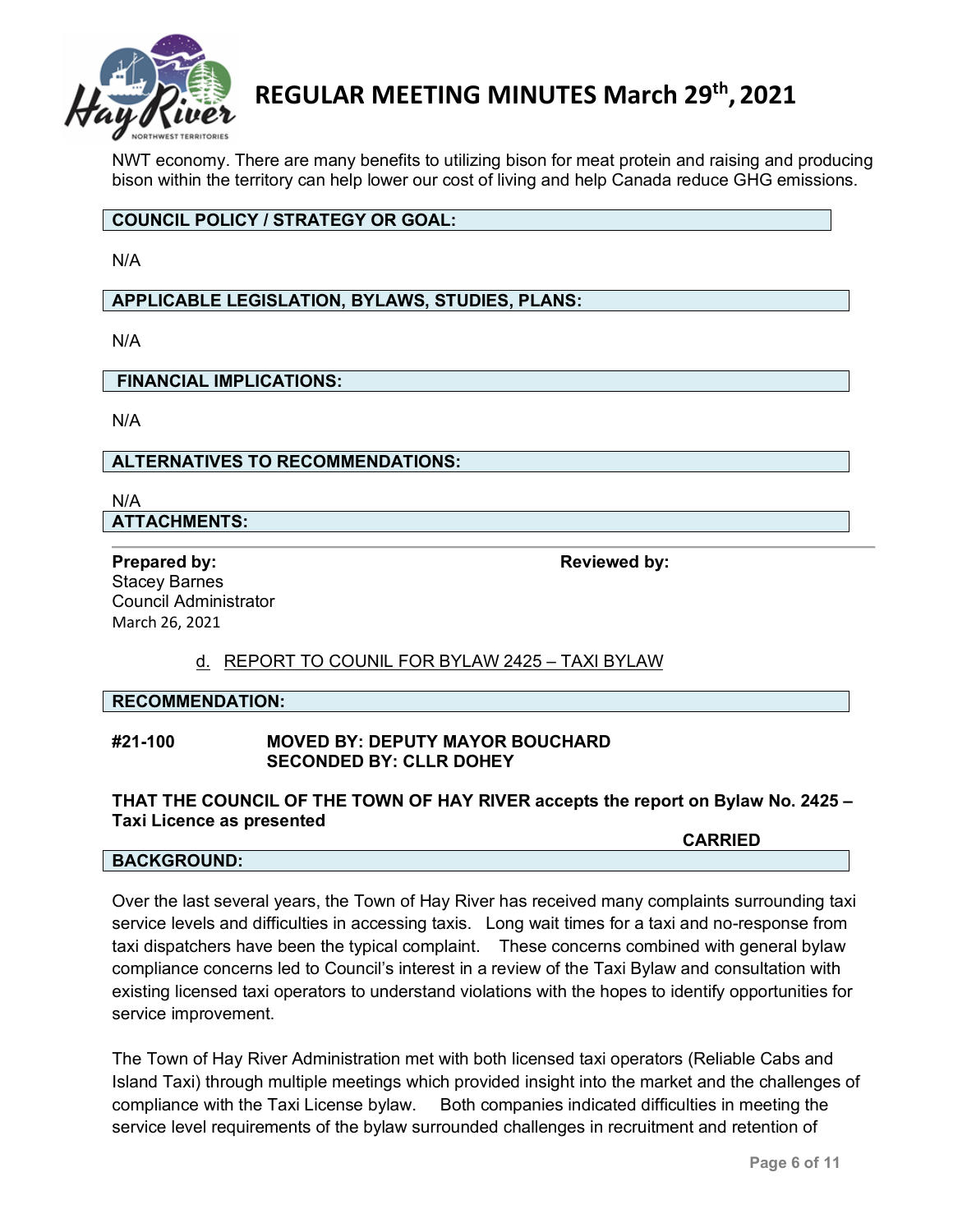NWT economy. There are many benefits to utilizing bison for meat protein and raising and producing bison within the territory can help lower our cost of living and help Canada reduce GHG emissions.

**COUNCIL POLICY / STRATEGY OR GOAL:**

N/A

**APPLICABLE LEGISLATION, BYLAWS, STUDIES, PLANS:**

N/A

**FINANCIAL IMPLICATIONS:**

N/A

**ALTERNATIVES TO RECOMMENDATIONS:**

N/A

**ATTACHMENTS:**

---

**Prepared by:**
Stacey Barnes
Council Administrator
March 26, 2021

**Reviewed by:**

d. REPORT TO COUNIL FOR BYLAW 2425 – TAXI BYLAW

**RECOMMENDATION:**

**#21-100 MOVED BY: DEPUTY MAYOR BOUCHARD**
**SECONDED BY: CLLR DOHEY**

**THAT THE COUNCIL OF THE TOWN OF HAY RIVER accepts the report on Bylaw No. 2425 – Taxi Licence as presented**

**CARRIED**

**BACKGROUND:**

Over the last several years, the Town of Hay River has received many complaints surrounding taxi service levels and difficulties in accessing taxis. Long wait times for a taxi and no-response from taxi dispatchers have been the typical complaint. These concerns combined with general bylaw compliance concerns led to Council's interest in a review of the Taxi Bylaw and consultation with existing licensed taxi operators to understand violations with the hopes to identify opportunities for service improvement.

The Town of Hay River Administration met with both licensed taxi operators (Reliable Cabs and Island Taxi) through multiple meetings which provided insight into the market and the challenges of compliance with the Taxi License bylaw. Both companies indicated difficulties in meeting the service level requirements of the bylaw surrounded challenges in recruitment and retention of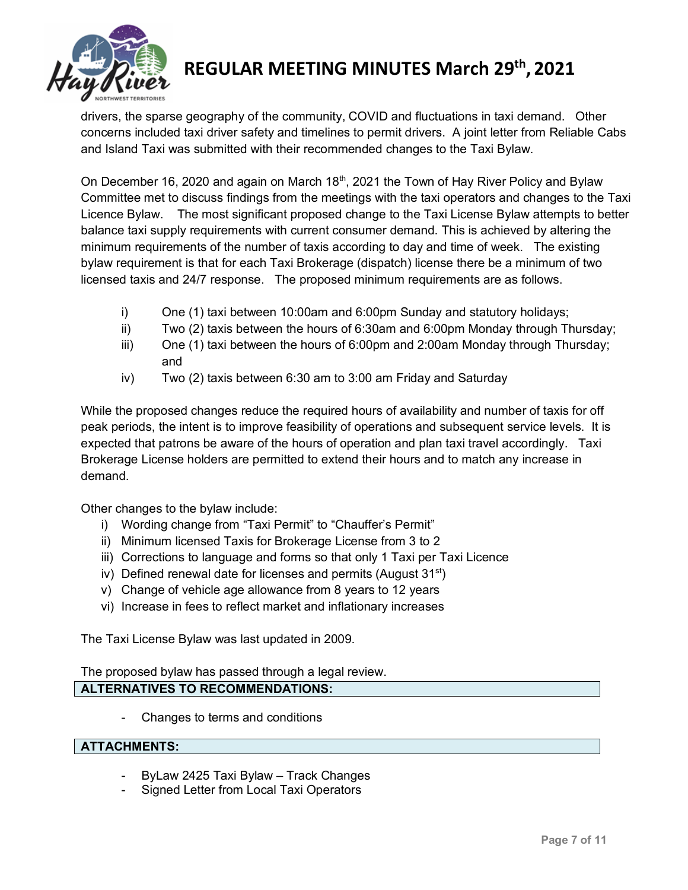drivers, the sparse geography of the community, COVID and fluctuations in taxi demand. Other concerns included taxi driver safety and timelines to permit drivers. A joint letter from Reliable Cabs and Island Taxi was submitted with their recommended changes to the Taxi Bylaw.

On December 16, 2020 and again on March 18th, 2021 the Town of Hay River Policy and Bylaw Committee met to discuss findings from the meetings with the taxi operators and changes to the Taxi Licence Bylaw. The most significant proposed change to the Taxi License Bylaw attempts to better balance taxi supply requirements with current consumer demand. This is achieved by altering the minimum requirements of the number of taxis according to day and time of week. The existing bylaw requirement is that for each Taxi Brokerage (dispatch) license there be a minimum of two licensed taxis and 24/7 response. The proposed minimum requirements are as follows.

i) One (1) taxi between 10:00am and 6:00pm Sunday and statutory holidays;
ii) Two (2) taxis between the hours of 6:30am and 6:00pm Monday through Thursday;
iii) One (1) taxi between the hours of 6:00pm and 2:00am Monday through Thursday; and
iv) Two (2) taxis between 6:30 am to 3:00 am Friday and Saturday

While the proposed changes reduce the required hours of availability and number of taxis for off peak periods, the intent is to improve feasibility of operations and subsequent service levels. It is expected that patrons be aware of the hours of operation and plan taxi travel accordingly. Taxi Brokerage License holders are permitted to extend their hours and to match any increase in demand.

Other changes to the bylaw include:

i) Wording change from "Taxi Permit" to "Chauffer's Permit"
ii) Minimum licensed Taxis for Brokerage License from 3 to 2
iii) Corrections to language and forms so that only 1 Taxi per Taxi Licence
iv) Defined renewal date for licenses and permits (August 31st)
v) Change of vehicle age allowance from 8 years to 12 years
vi) Increase in fees to reflect market and inflationary increases

The Taxi License Bylaw was last updated in 2009.

The proposed bylaw has passed through a legal review.

**ALTERNATIVES TO RECOMMENDATIONS:**

- Changes to terms and conditions

**ATTACHMENTS:**

- ByLaw 2425 Taxi Bylaw – Track Changes
- Signed Letter from Local Taxi Operators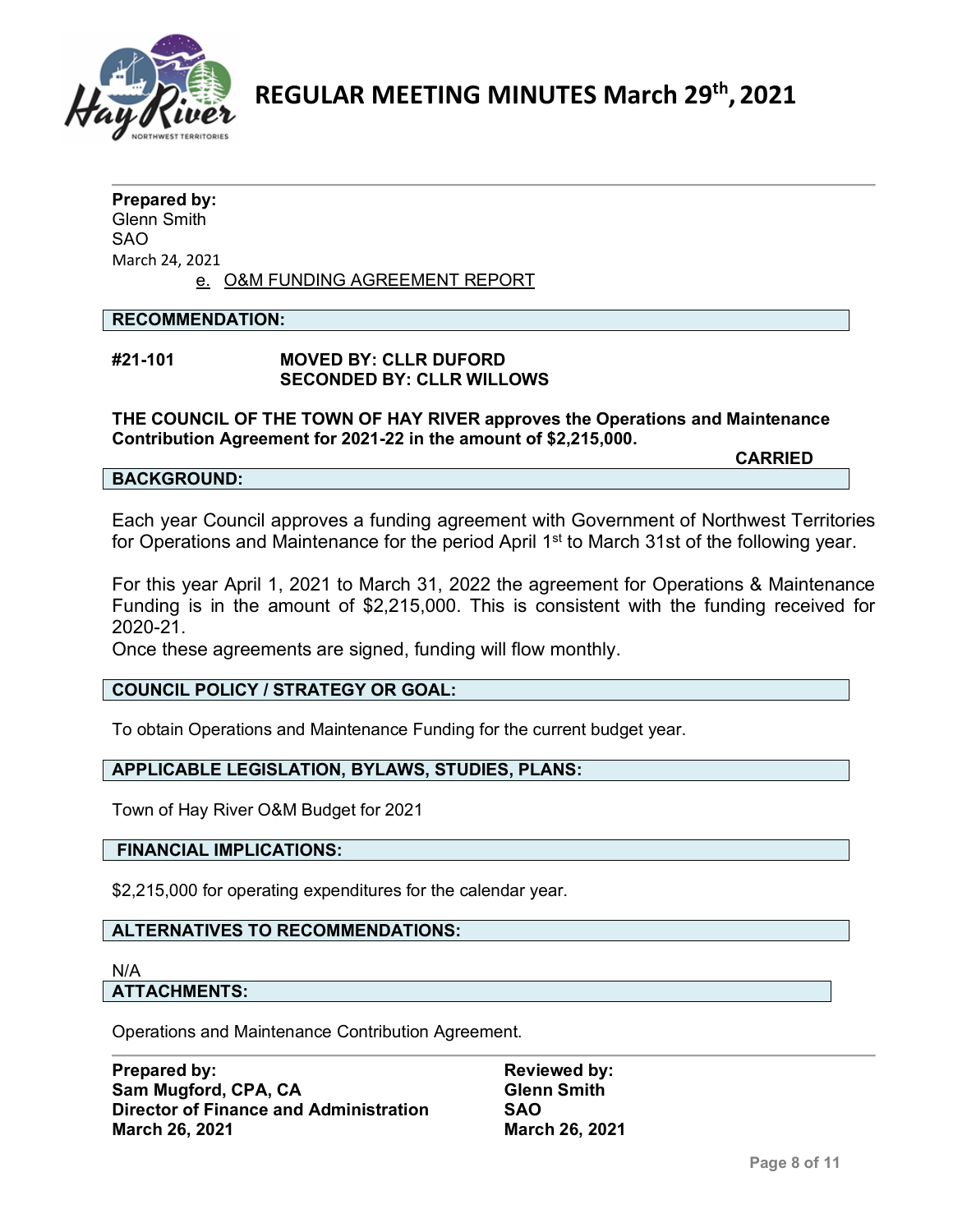**Prepared by:**
Glenn Smith
SAO
March 24, 2021

e. O&M FUNDING AGREEMENT REPORT

**RECOMMENDATION:**

**#21-101** **MOVED BY: CLLR DUFORD**
**SECONDED BY: CLLR WILLOWS**

**THE COUNCIL OF THE TOWN OF HAY RIVER approves the Operations and Maintenance Contribution Agreement for 2021-22 in the amount of $2,215,000.**

**CARRIED**

**BACKGROUND:**

Each year Council approves a funding agreement with Government of Northwest Territories for Operations and Maintenance for the period April 1st to March 31st of the following year.

For this year April 1, 2021 to March 31, 2022 the agreement for Operations & Maintenance Funding is in the amount of $2,215,000. This is consistent with the funding received for 2020-21.
Once these agreements are signed, funding will flow monthly.

**COUNCIL POLICY / STRATEGY OR GOAL:**

To obtain Operations and Maintenance Funding for the current budget year.

**APPLICABLE LEGISLATION, BYLAWS, STUDIES, PLANS:**

Town of Hay River O&M Budget for 2021

**FINANCIAL IMPLICATIONS:**

$2,215,000 for operating expenditures for the calendar year.

**ALTERNATIVES TO RECOMMENDATIONS:**

N/A

**ATTACHMENTS:**

Operations and Maintenance Contribution Agreement.

**Prepared by:**
**Sam Mugford, CPA, CA**
**Director of Finance and Administration**
**March 26, 2021**

**Reviewed by:**
**Glenn Smith**
**SAO**
**March 26, 2021**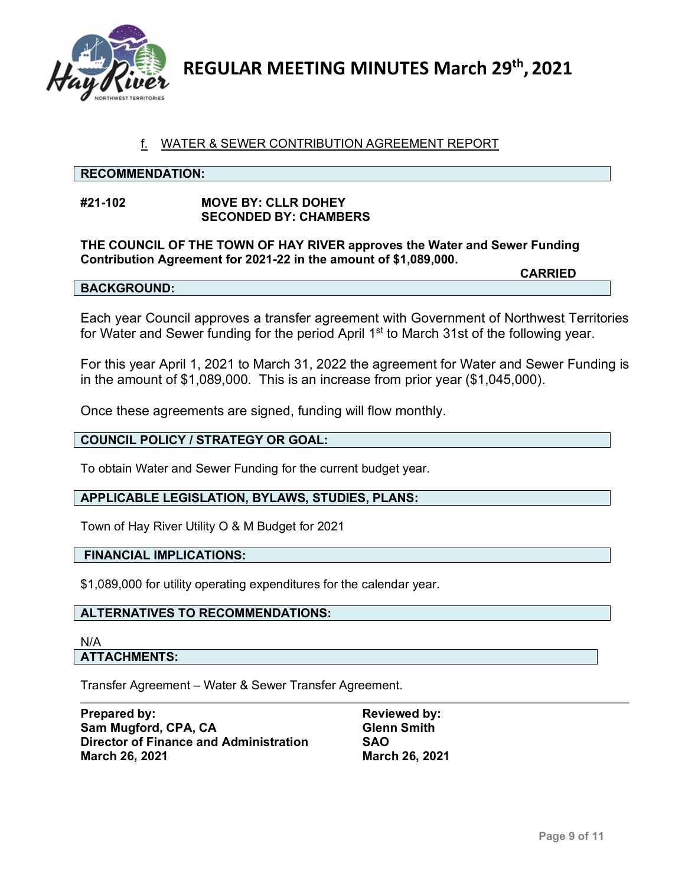### f. WATER & SEWER CONTRIBUTION AGREEMENT REPORT

**RECOMMENDATION:**

**#21-102** **MOVE BY: CLLR DOHEY**
**SECONDED BY: CHAMBERS**

**THE COUNCIL OF THE TOWN OF HAY RIVER approves the Water and Sewer Funding Contribution Agreement for 2021-22 in the amount of $1,089,000.**

**CARRIED**

**BACKGROUND:**

Each year Council approves a transfer agreement with Government of Northwest Territories for Water and Sewer funding for the period April 1st to March 31st of the following year.

For this year April 1, 2021 to March 31, 2022 the agreement for Water and Sewer Funding is in the amount of $1,089,000. This is an increase from prior year ($1,045,000).

Once these agreements are signed, funding will flow monthly.

**COUNCIL POLICY / STRATEGY OR GOAL:**

To obtain Water and Sewer Funding for the current budget year.

**APPLICABLE LEGISLATION, BYLAWS, STUDIES, PLANS:**

Town of Hay River Utility O & M Budget for 2021

**FINANCIAL IMPLICATIONS:**

$1,089,000 for utility operating expenditures for the calendar year.

**ALTERNATIVES TO RECOMMENDATIONS:**

N/A

**ATTACHMENTS:**

Transfer Agreement – Water & Sewer Transfer Agreement.

**Prepared by:**
**Sam Mugford, CPA, CA**
**Director of Finance and Administration**
**March 26, 2021**

**Reviewed by:**
**Glenn Smith**
**SAO**
**March 26, 2021**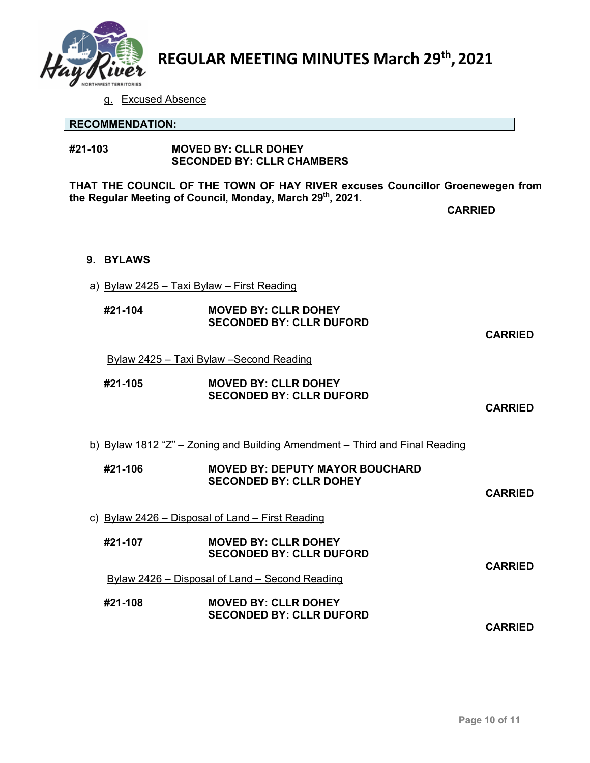g. Excused Absence

**RECOMMENDATION:**

**#21-103** **MOVED BY: CLLR DOHEY**
**SECONDED BY: CLLR CHAMBERS**

**THAT THE COUNCIL OF THE TOWN OF HAY RIVER excuses Councillor Groenewegen from the Regular Meeting of Council, Monday, March 29th, 2021.**

**CARRIED**

## 9. BYLAWS

a) Bylaw 2425 – Taxi Bylaw – First Reading

**#21-104** **MOVED BY: CLLR DOHEY**
**SECONDED BY: CLLR DUFORD**

**CARRIED**

Bylaw 2425 – Taxi Bylaw –Second Reading

**#21-105** **MOVED BY: CLLR DOHEY**
**SECONDED BY: CLLR DUFORD**

**CARRIED**

b) Bylaw 1812 "Z" – Zoning and Building Amendment – Third and Final Reading

**#21-106** **MOVED BY: DEPUTY MAYOR BOUCHARD**
**SECONDED BY: CLLR DOHEY**

**CARRIED**

c) Bylaw 2426 – Disposal of Land – First Reading

**#21-107** **MOVED BY: CLLR DOHEY**
**SECONDED BY: CLLR DUFORD**

**CARRIED**

Bylaw 2426 – Disposal of Land – Second Reading

**#21-108** **MOVED BY: CLLR DOHEY**
**SECONDED BY: CLLR DUFORD**

**CARRIED**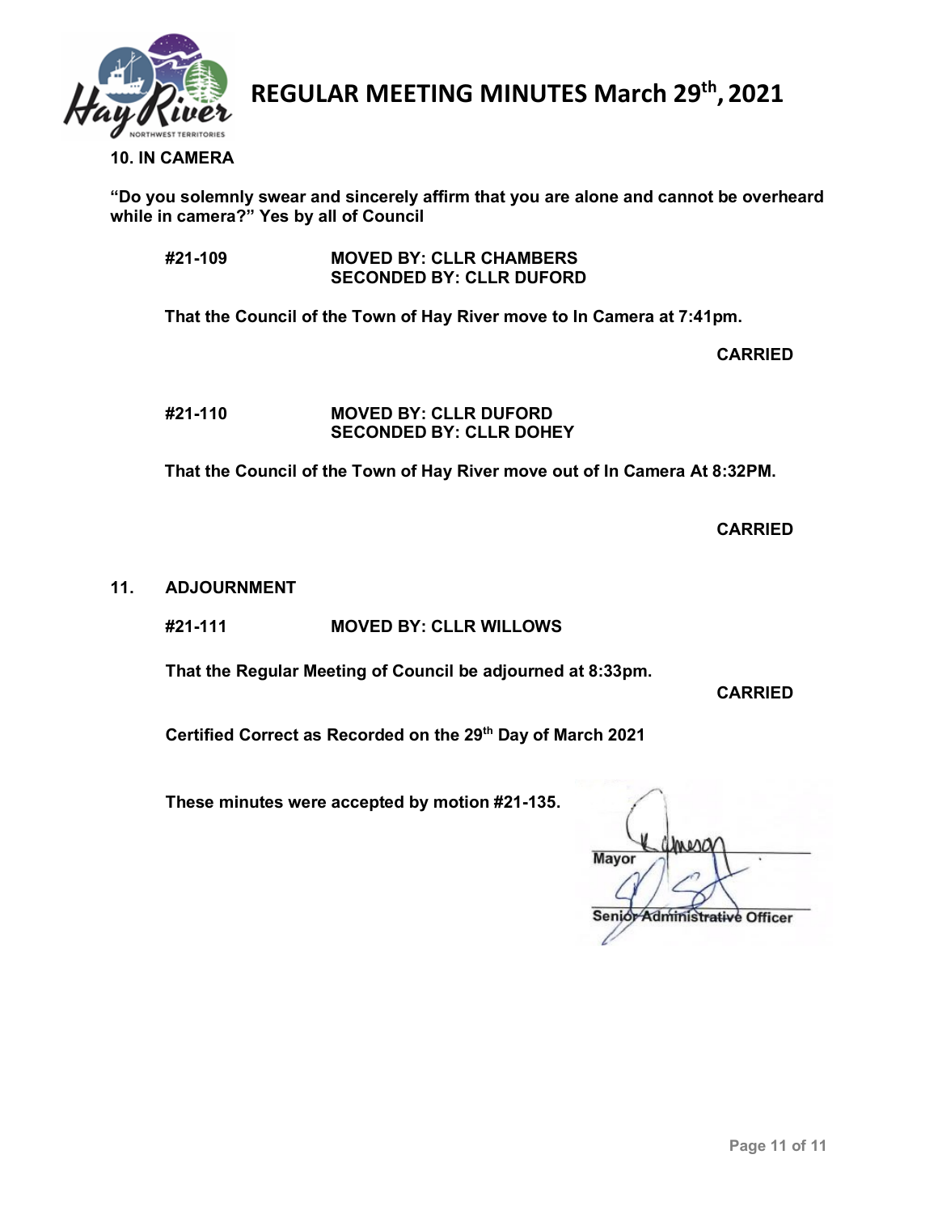## 10. IN CAMERA

**"Do you solemnly swear and sincerely affirm that you are alone and cannot be overheard while in camera?" Yes by all of Council**

**#21-109 MOVED BY: CLLR CHAMBERS**
**SECONDED BY: CLLR DUFORD**

**That the Council of the Town of Hay River move to In Camera at 7:41pm.**

**CARRIED**

**#21-110 MOVED BY: CLLR DUFORD**
**SECONDED BY: CLLR DOHEY**

**That the Council of the Town of Hay River move out of In Camera At 8:32PM.**

**CARRIED**

## 11. ADJOURNMENT

**#21-111 MOVED BY: CLLR WILLOWS**

**That the Regular Meeting of Council be adjourned at 8:33pm.**

**CARRIED**

**Certified Correct as Recorded on the 29th Day of March 2021**

**These minutes were accepted by motion #21-135.**

Mayor

Senior Administrative Officer